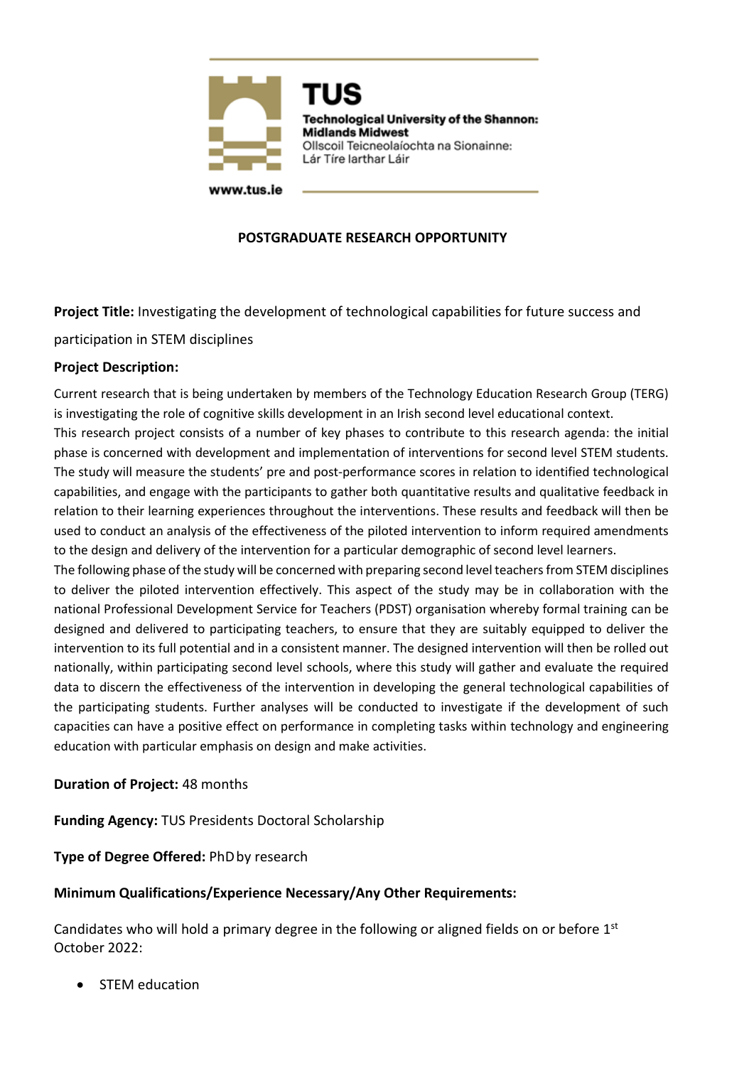TUS
Technological University of the Shannon: Midlands Midwest
Ollscoil Teicneolaíochta na Sionainne: Lár Tíre Iarthar Láir
www.tus.ie

**POSTGRADUATE RESEARCH OPPORTUNITY**

**Project Title:** Investigating the development of technological capabilities for future success and participation in STEM disciplines

**Project Description:**

Current research that is being undertaken by members of the Technology Education Research Group (TERG) is investigating the role of cognitive skills development in an Irish second level educational context.
This research project consists of a number of key phases to contribute to this research agenda: the initial phase is concerned with development and implementation of interventions for second level STEM students. The study will measure the students' pre and post-performance scores in relation to identified technological capabilities, and engage with the participants to gather both quantitative results and qualitative feedback in relation to their learning experiences throughout the interventions. These results and feedback will then be used to conduct an analysis of the effectiveness of the piloted intervention to inform required amendments to the design and delivery of the intervention for a particular demographic of second level learners.
The following phase of the study will be concerned with preparing second level teachers from STEM disciplines to deliver the piloted intervention effectively. This aspect of the study may be in collaboration with the national Professional Development Service for Teachers (PDST) organisation whereby formal training can be designed and delivered to participating teachers, to ensure that they are suitably equipped to deliver the intervention to its full potential and in a consistent manner. The designed intervention will then be rolled out nationally, within participating second level schools, where this study will gather and evaluate the required data to discern the effectiveness of the intervention in developing the general technological capabilities of the participating students. Further analyses will be conducted to investigate if the development of such capacities can have a positive effect on performance in completing tasks within technology and engineering education with particular emphasis on design and make activities.

**Duration of Project:** 48 months

**Funding Agency:** TUS Presidents Doctoral Scholarship

**Type of Degree Offered:** PhD by research

**Minimum Qualifications/Experience Necessary/Any Other Requirements:**

Candidates who will hold a primary degree in the following or aligned fields on or before 1st October 2022:

- STEM education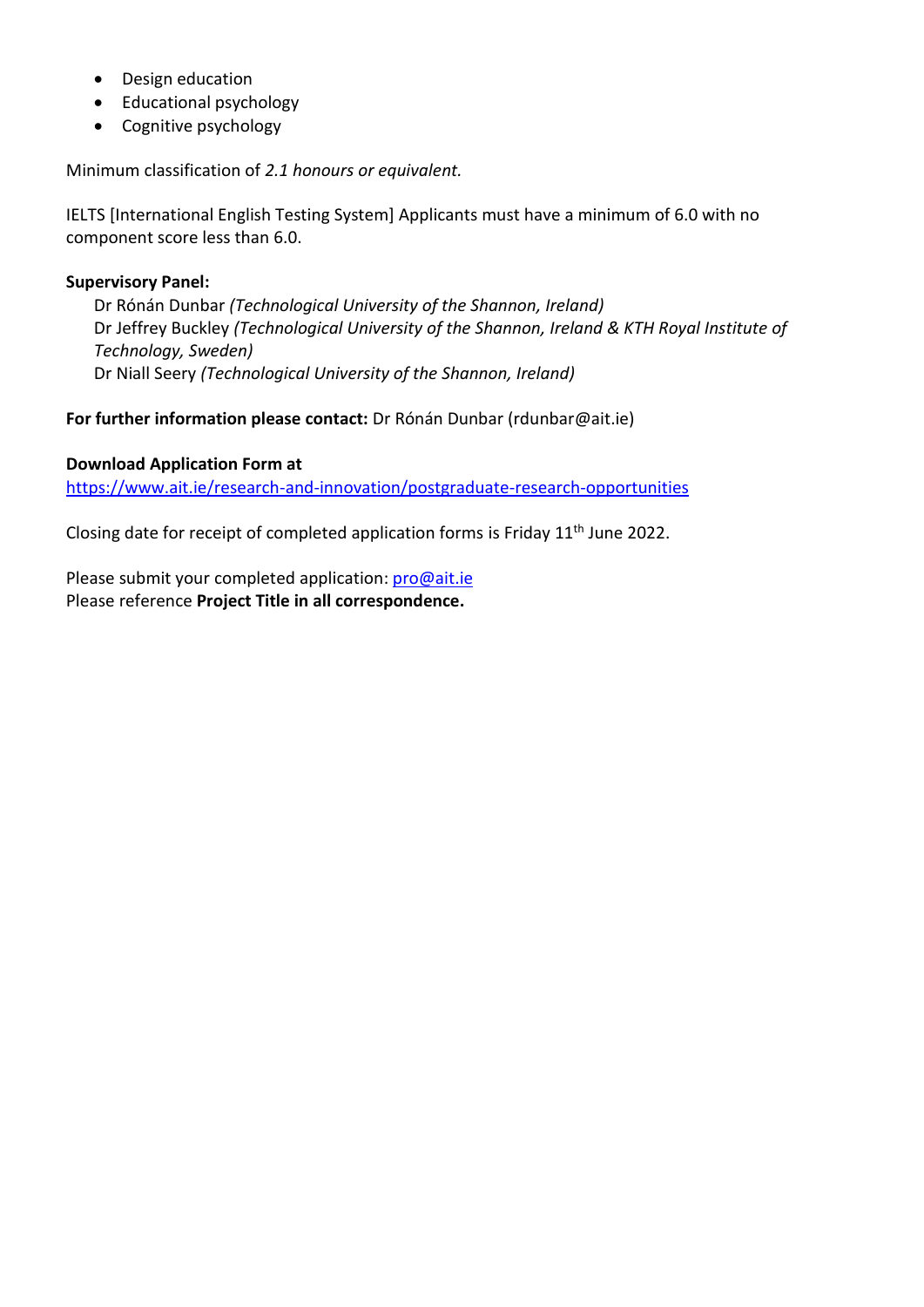- Design education
- Educational psychology
- Cognitive psychology

Minimum classification of *2.1 honours or equivalent.*

IELTS [International English Testing System] Applicants must have a minimum of 6.0 with no component score less than 6.0.

**Supervisory Panel:**

Dr Rónán Dunbar *(Technological University of the Shannon, Ireland)*
Dr Jeffrey Buckley *(Technological University of the Shannon, Ireland & KTH Royal Institute of Technology, Sweden)*
Dr Niall Seery *(Technological University of the Shannon, Ireland)*

**For further information please contact:** Dr Rónán Dunbar (rdunbar@ait.ie)

**Download Application Form at**
https://www.ait.ie/research-and-innovation/postgraduate-research-opportunities

Closing date for receipt of completed application forms is Friday 11th June 2022.

Please submit your completed application: pro@ait.ie
Please reference **Project Title in all correspondence.**